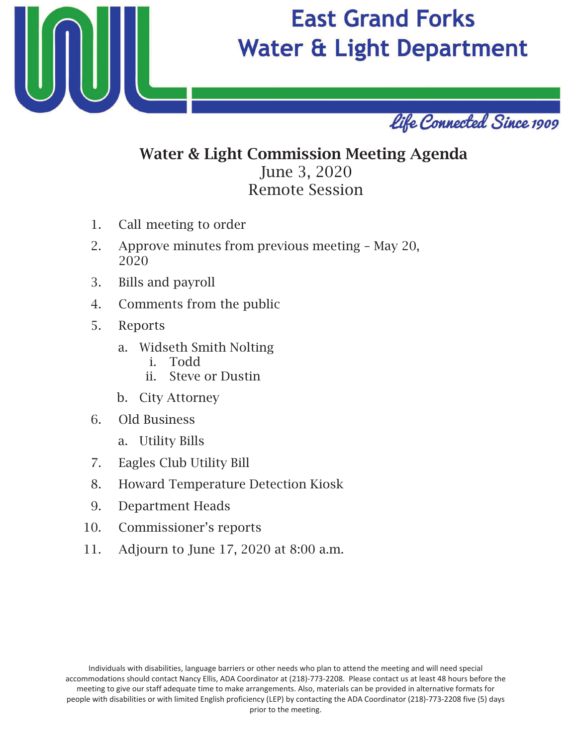# East Grand Forks Water & Light Department

*Life Connected Since 1909*

## Water & Light Commission Meeting Agenda

June 3, 2020

Remote Session

1. Call meeting to order
2. Approve minutes from previous meeting – May 20, 2020
3. Bills and payroll
4. Comments from the public
5. Reports
    a. Widseth Smith Nolting
        i. Todd
        ii. Steve or Dustin
    b. City Attorney
6. Old Business
    a. Utility Bills
7. Eagles Club Utility Bill
8. Howard Temperature Detection Kiosk
9. Department Heads
10. Commissioner's reports
11. Adjourn to June 17, 2020 at 8:00 a.m.

Individuals with disabilities, language barriers or other needs who plan to attend the meeting and will need special accommodations should contact Nancy Ellis, ADA Coordinator at (218)-773-2208. Please contact us at least 48 hours before the meeting to give our staff adequate time to make arrangements. Also, materials can be provided in alternative formats for people with disabilities or with limited English proficiency (LEP) by contacting the ADA Coordinator (218)-773-2208 five (5) days prior to the meeting.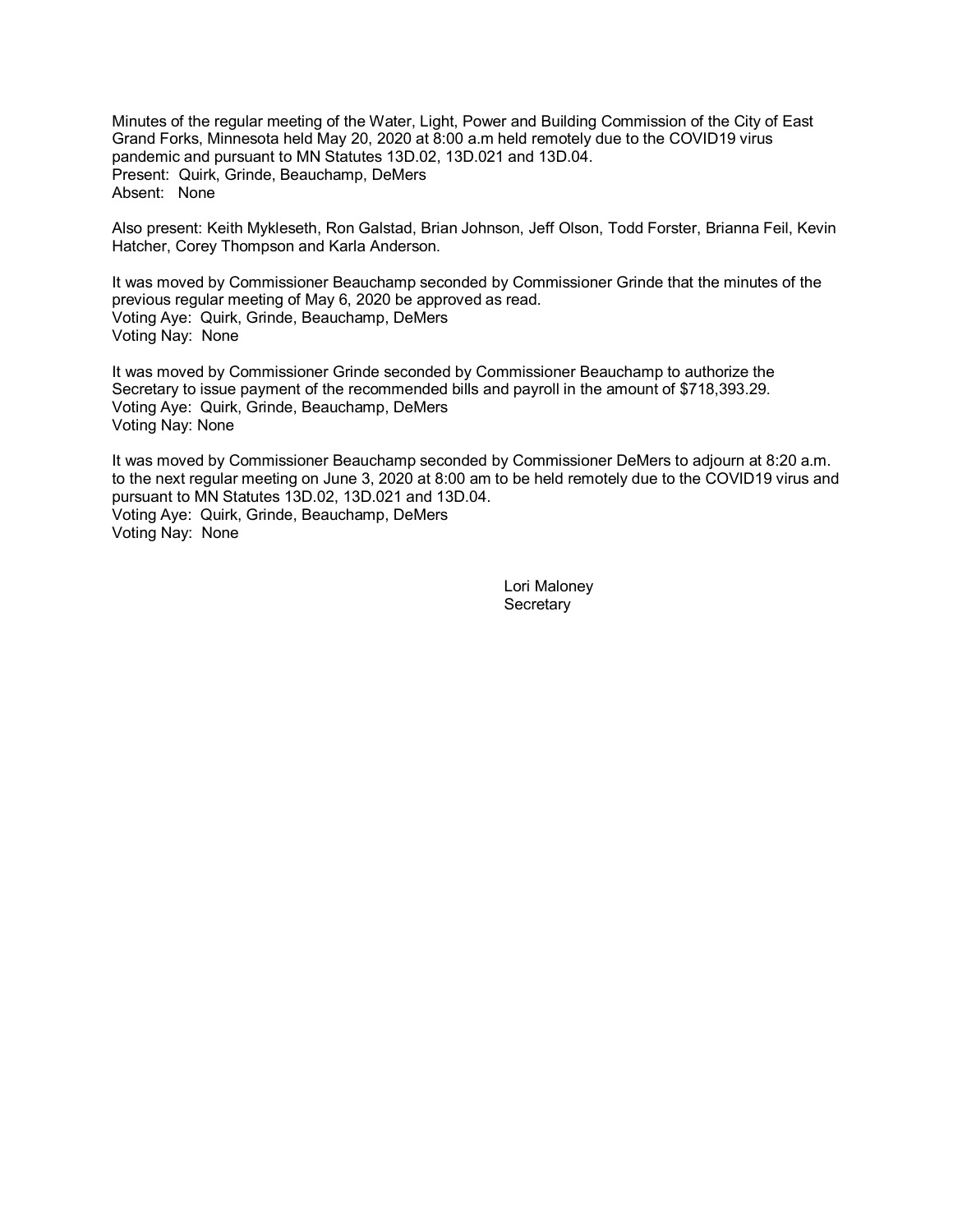Minutes of the regular meeting of the Water, Light, Power and Building Commission of the City of East Grand Forks, Minnesota held May 20, 2020 at 8:00 a.m held remotely due to the COVID19 virus pandemic and pursuant to MN Statutes 13D.02, 13D.021 and 13D.04.
Present: Quirk, Grinde, Beauchamp, DeMers
Absent: None

Also present: Keith Mykleseth, Ron Galstad, Brian Johnson, Jeff Olson, Todd Forster, Brianna Feil, Kevin Hatcher, Corey Thompson and Karla Anderson.

It was moved by Commissioner Beauchamp seconded by Commissioner Grinde that the minutes of the previous regular meeting of May 6, 2020 be approved as read.
Voting Aye: Quirk, Grinde, Beauchamp, DeMers
Voting Nay: None

It was moved by Commissioner Grinde seconded by Commissioner Beauchamp to authorize the Secretary to issue payment of the recommended bills and payroll in the amount of $718,393.29.
Voting Aye: Quirk, Grinde, Beauchamp, DeMers
Voting Nay: None

It was moved by Commissioner Beauchamp seconded by Commissioner DeMers to adjourn at 8:20 a.m. to the next regular meeting on June 3, 2020 at 8:00 am to be held remotely due to the COVID19 virus and pursuant to MN Statutes 13D.02, 13D.021 and 13D.04.
Voting Aye: Quirk, Grinde, Beauchamp, DeMers
Voting Nay: None

Lori Maloney
Secretary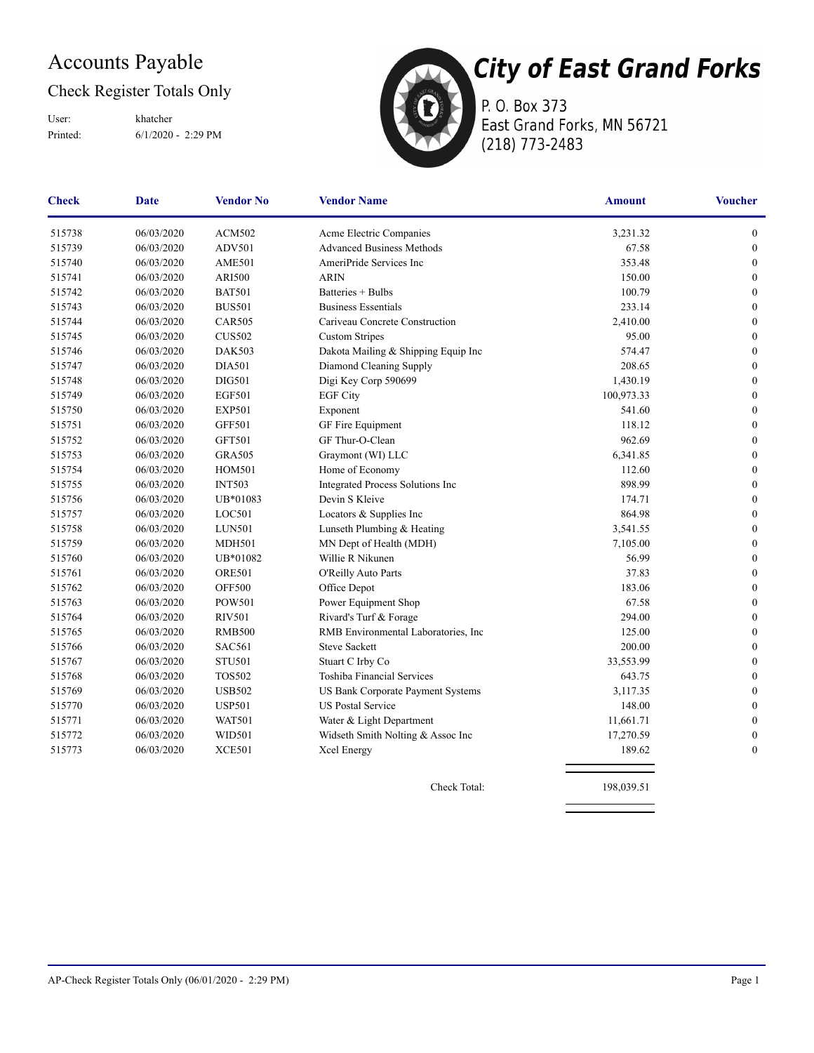# Accounts Payable

## Check Register Totals Only

User: khatcher
Printed: 6/1/2020 - 2:29 PM

**City of East Grand Forks**
P. O. Box 373
East Grand Forks, MN 56721
(218) 773-2483

| Check | Date | Vendor No | Vendor Name | Amount | Voucher |
|---|---|---|---|---|---|
| 515738 | 06/03/2020 | ACM502 | Acme Electric Companies | 3,231.32 | 0 |
| 515739 | 06/03/2020 | ADV501 | Advanced Business Methods | 67.58 | 0 |
| 515740 | 06/03/2020 | AME501 | AmeriPride Services Inc | 353.48 | 0 |
| 515741 | 06/03/2020 | ARI500 | ARIN | 150.00 | 0 |
| 515742 | 06/03/2020 | BAT501 | Batteries + Bulbs | 100.79 | 0 |
| 515743 | 06/03/2020 | BUS501 | Business Essentials | 233.14 | 0 |
| 515744 | 06/03/2020 | CAR505 | Cariveau Concrete Construction | 2,410.00 | 0 |
| 515745 | 06/03/2020 | CUS502 | Custom Stripes | 95.00 | 0 |
| 515746 | 06/03/2020 | DAK503 | Dakota Mailing & Shipping Equip Inc | 574.47 | 0 |
| 515747 | 06/03/2020 | DIA501 | Diamond Cleaning Supply | 208.65 | 0 |
| 515748 | 06/03/2020 | DIG501 | Digi Key Corp 590699 | 1,430.19 | 0 |
| 515749 | 06/03/2020 | EGF501 | EGF City | 100,973.33 | 0 |
| 515750 | 06/03/2020 | EXP501 | Exponent | 541.60 | 0 |
| 515751 | 06/03/2020 | GFF501 | GF Fire Equipment | 118.12 | 0 |
| 515752 | 06/03/2020 | GFT501 | GF Thur-O-Clean | 962.69 | 0 |
| 515753 | 06/03/2020 | GRA505 | Graymont (WI) LLC | 6,341.85 | 0 |
| 515754 | 06/03/2020 | HOM501 | Home of Economy | 112.60 | 0 |
| 515755 | 06/03/2020 | INT503 | Integrated Process Solutions Inc | 898.99 | 0 |
| 515756 | 06/03/2020 | UB*01083 | Devin S Kleive | 174.71 | 0 |
| 515757 | 06/03/2020 | LOC501 | Locators & Supplies Inc | 864.98 | 0 |
| 515758 | 06/03/2020 | LUN501 | Lunseth Plumbing & Heating | 3,541.55 | 0 |
| 515759 | 06/03/2020 | MDH501 | MN Dept of Health (MDH) | 7,105.00 | 0 |
| 515760 | 06/03/2020 | UB*01082 | Willie R Nikunen | 56.99 | 0 |
| 515761 | 06/03/2020 | ORE501 | O'Reilly Auto Parts | 37.83 | 0 |
| 515762 | 06/03/2020 | OFF500 | Office Depot | 183.06 | 0 |
| 515763 | 06/03/2020 | POW501 | Power Equipment Shop | 67.58 | 0 |
| 515764 | 06/03/2020 | RIV501 | Rivard's Turf & Forage | 294.00 | 0 |
| 515765 | 06/03/2020 | RMB500 | RMB Environmental Laboratories, Inc | 125.00 | 0 |
| 515766 | 06/03/2020 | SAC561 | Steve Sackett | 200.00 | 0 |
| 515767 | 06/03/2020 | STU501 | Stuart C Irby Co | 33,553.99 | 0 |
| 515768 | 06/03/2020 | TOS502 | Toshiba Financial Services | 643.75 | 0 |
| 515769 | 06/03/2020 | USB502 | US Bank Corporate Payment Systems | 3,117.35 | 0 |
| 515770 | 06/03/2020 | USP501 | US Postal Service | 148.00 | 0 |
| 515771 | 06/03/2020 | WAT501 | Water & Light Department | 11,661.71 | 0 |
| 515772 | 06/03/2020 | WID501 | Widseth Smith Nolting & Assoc Inc | 17,270.59 | 0 |
| 515773 | 06/03/2020 | XCE501 | Xcel Energy | 189.62 | 0 |
| | | | Check Total: | 198,039.51 | |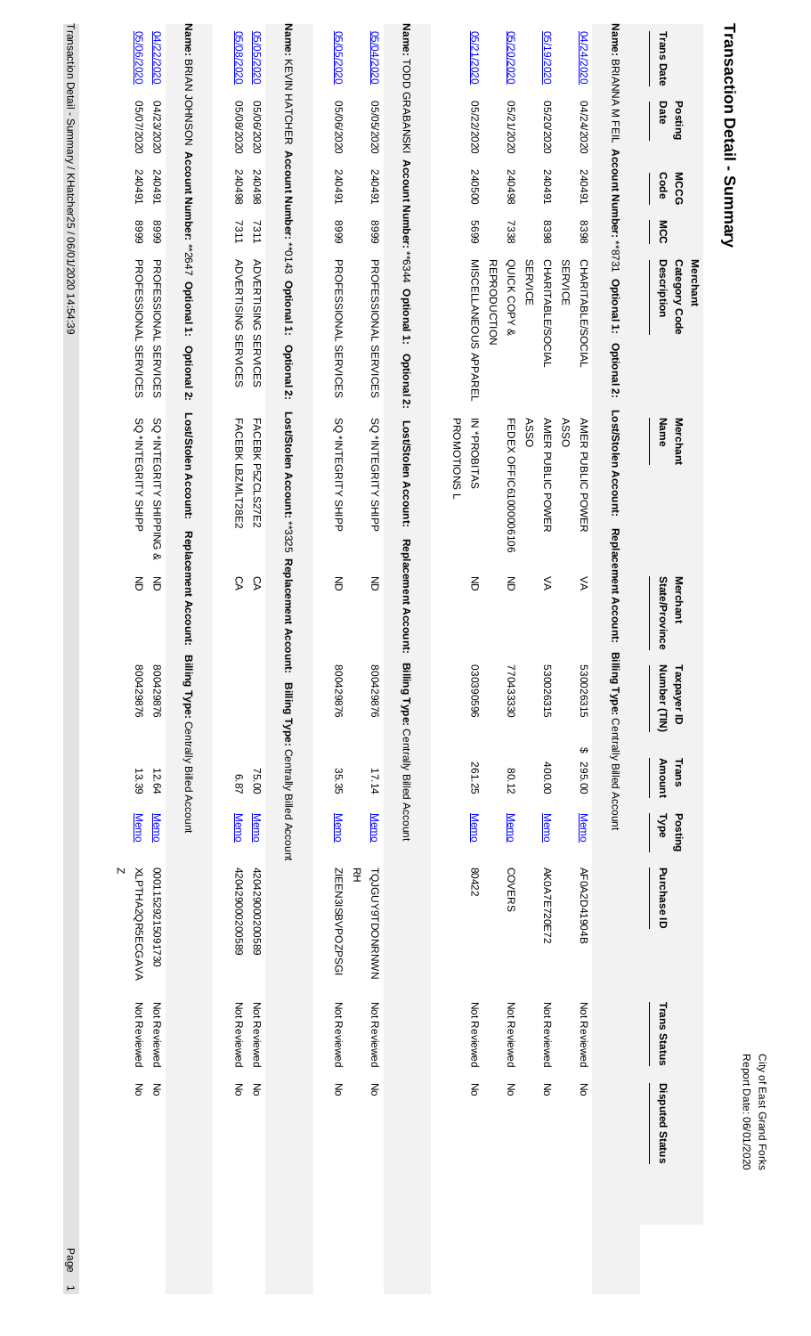# Transaction Detail - Summary

City of East Grand Forks
Report Date: 06/01/2020

| Trans Date | Posting Date | MCCG Code | MCC | Merchant Category Code Description | Merchant Name | Merchant State/Province | Taxpayer ID Number (TIN) | Trans Amount | Posting Type | Purchase ID | Trans Status | Disputed Status |
|---|---|---|---|---|---|---|---|---|---|---|---|---|
| **Name:** BRIANNA M FEIL **Account Number:** **8731 **Optional 1:** **Optional 2:** **Lost/Stolen Account:** **Replacement Account:** **Billing Type:** Centrally Billed Account | | | | | | | | | | | | |
| 04/24/2020 | 04/24/2020 | 240491 | 8398 | CHARITABLE/SOCIAL SERVICE | AMER PUBLIC POWER ASSO | VA | 530026315 | $ 295.00 | Memo | AF0A2D4190AB | Not Reviewed | No |
| 05/19/2020 | 05/20/2020 | 240491 | 8398 | CHARITABLE/SOCIAL SERVICE | AMER PUBLIC POWER ASSO | VA | 530026315 | 400.00 | Memo | AK0A7E72DE72 | Not Reviewed | No |
| 05/20/2020 | 05/21/2020 | 240498 | 7338 | QUICK COPY & REPRODUCTION | FEDEX OFFIC6100006106 | ND | 770433330 | 80.12 | Memo | COVERS | Not Reviewed | No |
| 05/21/2020 | 05/22/2020 | 240500 | 5699 | MISCELLANEOUS APPAREL | IN *PROBITAS PROMOTIONS L | ND | 030390596 | 261.25 | Memo | 80422 | Not Reviewed | No |
| **Name:** TODD GRABANSKI **Account Number:** **6344 **Optional 1:** **Optional 2:** **Lost/Stolen Account:** **Replacement Account:** **Billing Type:** Centrally Billed Account | | | | | | | | | | | | |
| 05/04/2020 | 05/05/2020 | 240491 | 8999 | PROFESSIONAL SERVICES | SQ *INTEGRITY SHIPP | ND | 800429876 | 17.14 | Memo | TQJGUY9TDONRWWN RH | Not Reviewed | No |
| 05/05/2020 | 05/06/2020 | 240491 | 8999 | PROFESSIONAL SERVICES | SQ *INTEGRITY SHIPP | ND | 800429876 | 35.35 | Memo | ZIEEN3SBVPOZPSGI | Not Reviewed | No |
| **Name:** KEVIN HATCHER **Account Number:** **0143 **Optional 1:** **Optional 2:** **Lost/Stolen Account:** **3325 **Replacement Account:** **Billing Type:** Centrally Billed Account | | | | | | | | | | | | |
| 05/05/2020 | 05/06/2020 | 240498 | 7311 | ADVERTISING SERVICES | FACEBK P5ZCLS27E2 | CA | | 75.00 | Memo | 42042900020589 | Not Reviewed | No |
| 05/08/2020 | 05/08/2020 | 240498 | 7311 | ADVERTISING SERVICES | FACEBK LBZMLT28E2 | CA | | 6.87 | Memo | 42042900020589 | Not Reviewed | No |
| **Name:** BRIAN JOHNSON **Account Number:** **2647 **Optional 1:** **Optional 2:** **Lost/Stolen Account:** **Replacement Account:** **Billing Type:** Centrally Billed Account | | | | | | | | | | | | |
| 04/22/2020 | 04/23/2020 | 240491 | 8999 | PROFESSIONAL SERVICES | SQ *INTEGRITY SHIPPING & | ND | 800429876 | 12.64 | Memo | 0001152921509173 0N | Not Reviewed | No |
| 05/06/2020 | 05/07/2020 | 240491 | 8999 | PROFESSIONAL SERVICES | SQ *INTEGRITY SHIPP | ND | 800429876 | 13.39 | Memo | XLPTHA2QR5ECGAVA | Not Reviewed | No |

Transaction Detail - Summary / KHatcher25 / 06/01/2020 14:54:39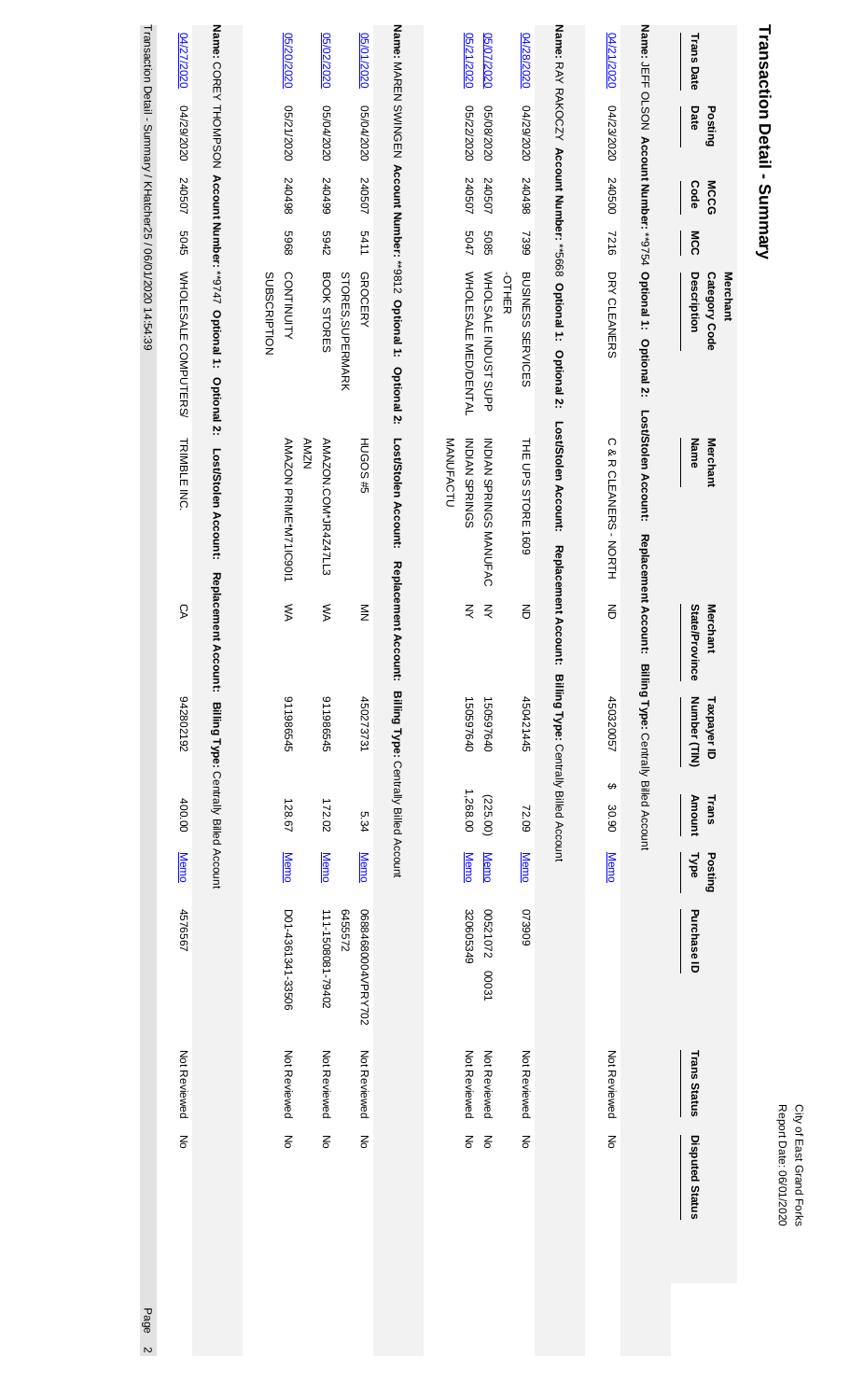City of East Grand Forks
Report Date: 06/01/2020

# Transaction Detail - Summary

| Trans Date | Posting Date | MCCG Code | MCC | Merchant Category Code Description | Merchant Name | Merchant State/Province | Taxpayer ID Number (TIN) | Trans Amount | Posting Type | Purchase ID | Trans Status | Disputed Status |
|---|---|---|---|---|---|---|---|---|---|---|---|---|
| **Name:** JEFF OLSON **Account Number:** **9754 **Optional 1:** **Optional 2:** **Lost/Stolen Account:** **Replacement Account:** **Billing Type:** Centrally Billed Account | | | | | | | | | | | | |
| 04/21/2020 | 04/23/2020 | 240500 | 7216 | DRY CLEANERS | C & R CLEANERS - NORTH | ND | 450320057 | $ 30.90 | Memo | | Not Reviewed | No |
| **Name:** RAY RAKOCZY **Account Number:** **5668 **Optional 1:** **Optional 2:** **Lost/Stolen Account:** **Replacement Account:** **Billing Type:** Centrally Billed Account | | | | | | | | | | | | |
| 04/28/2020 | 04/29/2020 | 240498 | 7399 | BUSINESS SERVICES -OTHER | THE UPS STORE 1609 | ND | 450421445 | 72.09 | Memo | 073909 | Not Reviewed | No |
| 05/07/2020 | 05/08/2020 | 240507 | 5085 | WHOLSALE INDUST SUPP | INDIAN SPRINGS MANUFAC | NY | 150597640 | (225.00) | Memo | 00521072 00031 | Not Reviewed | No |
| 05/21/2020 | 05/22/2020 | 240507 | 5047 | WHOLESALE MED/DENTAL | INDIAN SPRINGS MANUFACTU | NY | 150597640 | 1,268.00 | Memo | 320605349 | Not Reviewed | No |
| **Name:** MAREN SWINGEN **Account Number:** **9812 **Optional 1:** **Optional 2:** **Lost/Stolen Account:** **Replacement Account:** **Billing Type:** Centrally Billed Account | | | | | | | | | | | | |
| 05/01/2020 | 05/04/2020 | 240507 | 5411 | GROCERY STORES,SUPERMARK | HUGOS #5 | MN | 450273731 | 5.34 | Memo | 06884680004VPRY702 6455572 | Not Reviewed | No |
| 05/02/2020 | 05/04/2020 | 240499 | 5942 | BOOK STORES | AMAZON.COM*1R4Z47LL3 AMZN | WA | 911986545 | 172.02 | Memo | 111-1508081-79402 | Not Reviewed | No |
| 05/20/2020 | 05/21/2020 | 240498 | 5968 | CONTINUITY SUBSCRIPTION | AMAZON PRIME*M71IC9011 | WA | 911986545 | 128.67 | Memo | D01-4361341-33506 | Not Reviewed | No |
| **Name:** COREY THOMPSON **Account Number:** **9747 **Optional 1:** **Optional 2:** **Lost/Stolen Account:** **Replacement Account:** **Billing Type:** Centrally Billed Account | | | | | | | | | | | | |
| 04/27/2020 | 04/29/2020 | 240507 | 5045 | WHOLESALE COMPUTERS/ | TRIMBLE INC. | CA | 942802192 | 400.00 | Memo | 4576567 | Not Reviewed | No |

Transaction Detail - Summary / KHatcher25 / 06/01/2020 14:54:39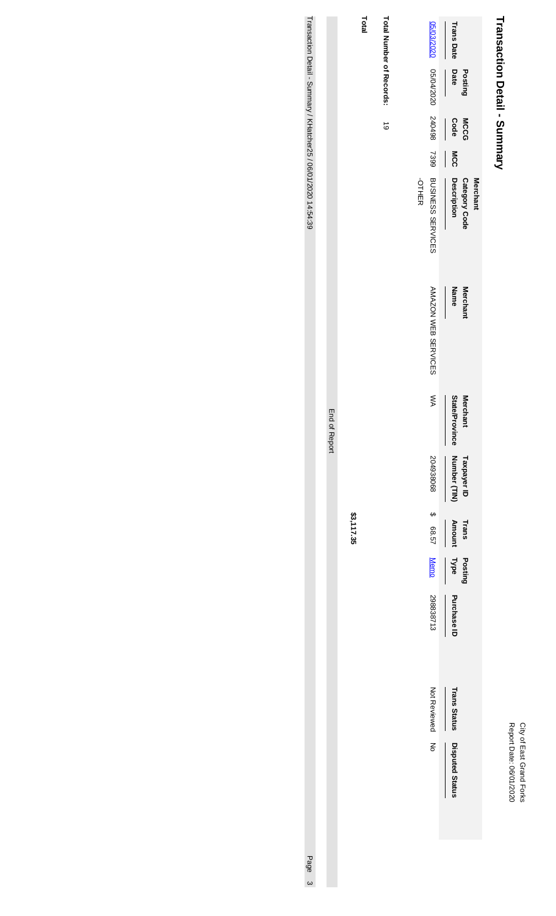# Transaction Detail - Summary

City of East Grand Forks
Report Date: 06/01/2020

| Trans Date | Posting Date | MCCG Code | MCC | Merchant Category Code Description | Merchant Name | Merchant State/Province | Taxpayer ID Number (TIN) | Trans Amount | Posting Type | Purchase ID | Trans Status | Disputed Status |
|---|---|---|---|---|---|---|---|---|---|---|---|---|
| 05/03/2020 | 05/04/2020 | 240498 | 7399 | BUSINESS SERVICES -OTHER | AMAZON WEB SERVICES | WA | 204938068 | $ 68.57 | Memo | 298387713 | Not Reviewed | No |

**Total Number of Records:** 19

**Total** **$3,117.35**

End of Report

Transaction Detail - Summary / KHatcher25 / 06/01/2020 14:54:39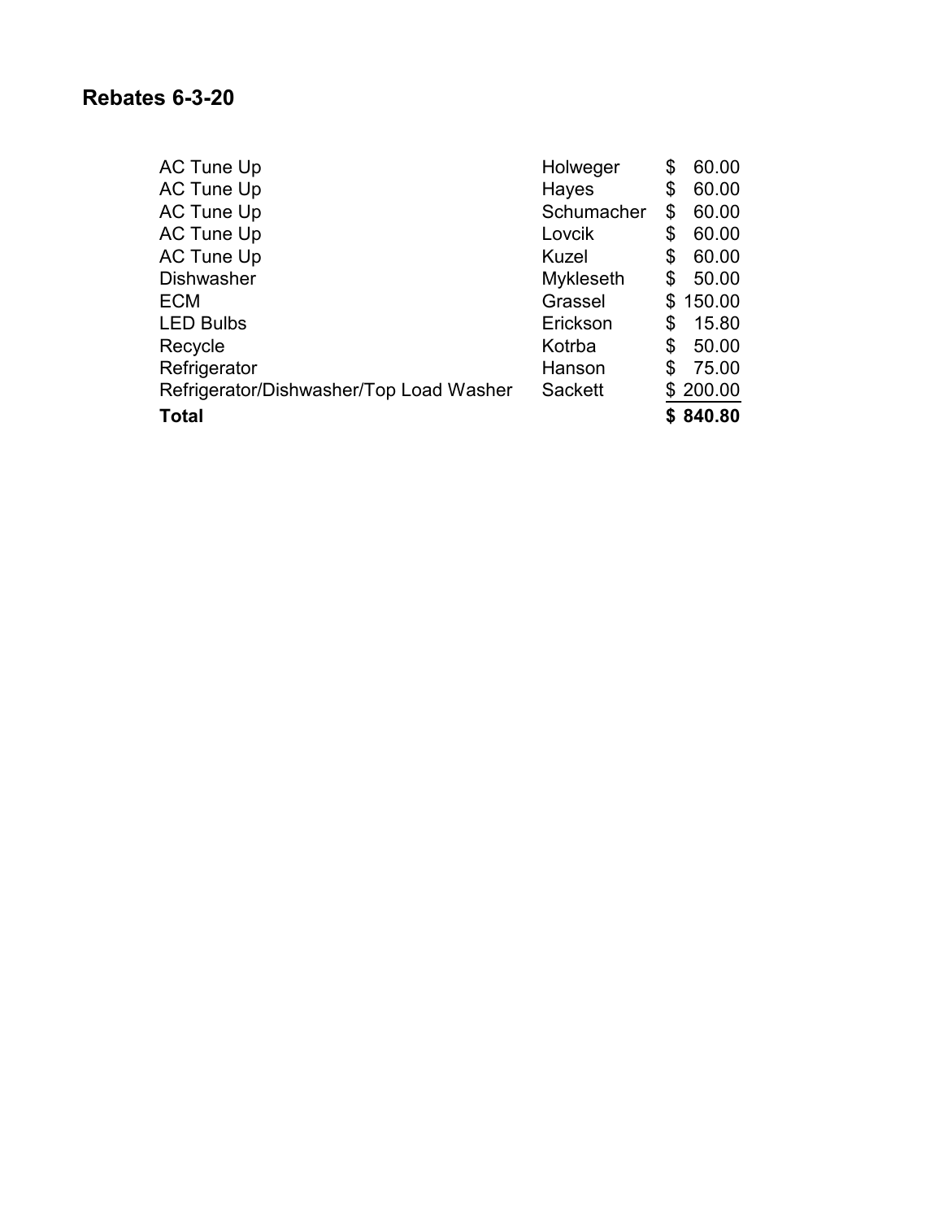## Rebates 6-3-20

| | | |
|---|---|---|
| AC Tune Up | Holweger | $ 60.00 |
| AC Tune Up | Hayes | $ 60.00 |
| AC Tune Up | Schumacher | $ 60.00 |
| AC Tune Up | Lovcik | $ 60.00 |
| AC Tune Up | Kuzel | $ 60.00 |
| Dishwasher | Mykleseth | $ 50.00 |
| ECM | Grassel | $ 150.00 |
| LED Bulbs | Erickson | $ 15.80 |
| Recycle | Kotrba | $ 50.00 |
| Refrigerator | Hanson | $ 75.00 |
| Refrigerator/Dishwasher/Top Load Washer | Sackett | $ 200.00 |
| **Total** | | **$ 840.80** |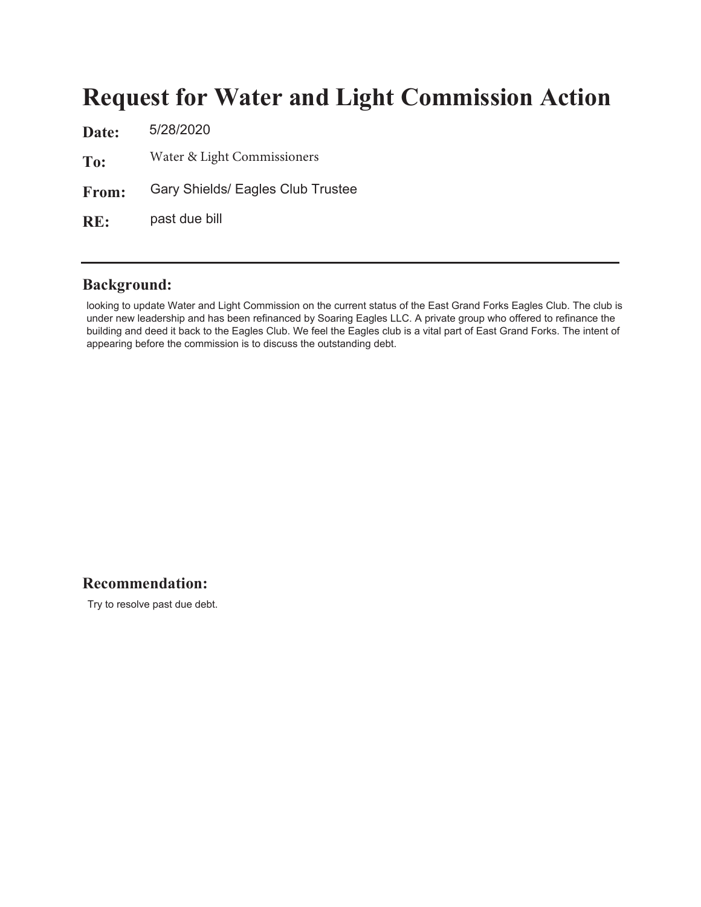# Request for Water and Light Commission Action

**Date:** 5/28/2020

**To:** Water & Light Commissioners

**From:** Gary Shields/ Eagles Club Trustee

**RE:** past due bill

---

## Background:

looking to update Water and Light Commission on the current status of the East Grand Forks Eagles Club. The club is under new leadership and has been refinanced by Soaring Eagles LLC. A private group who offered to refinance the building and deed it back to the Eagles Club. We feel the Eagles club is a vital part of East Grand Forks. The intent of appearing before the commission is to discuss the outstanding debt.

## Recommendation:

Try to resolve past due debt.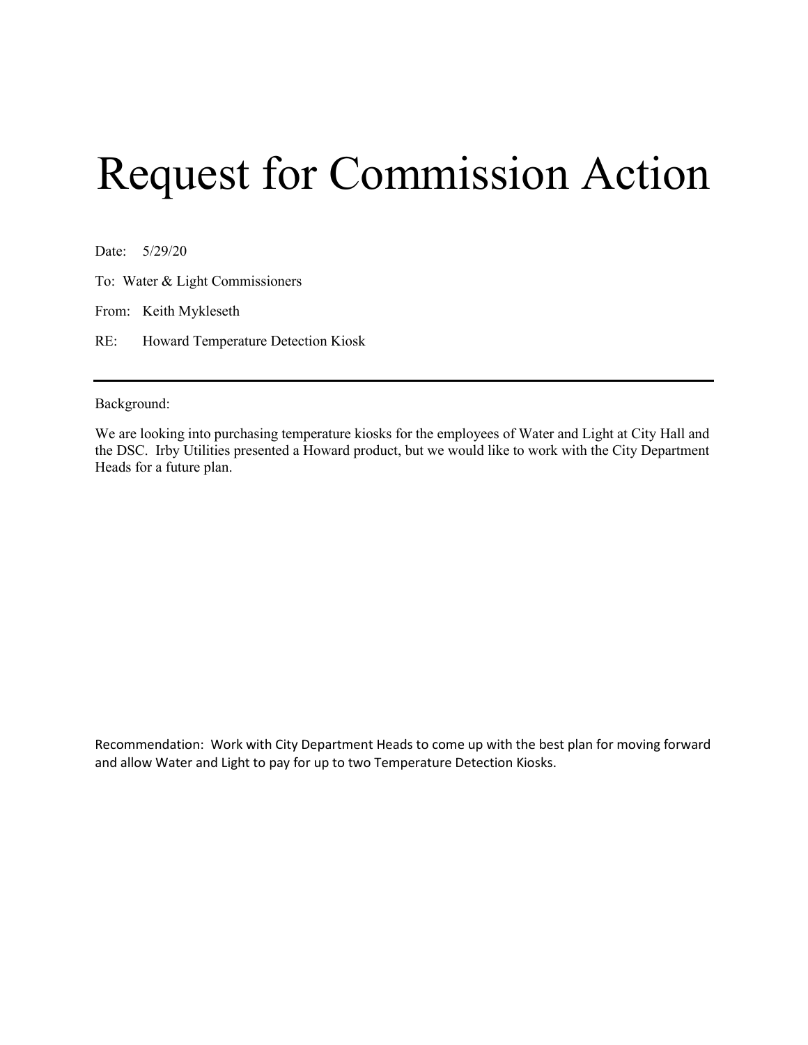# Request for Commission Action

Date: 5/29/20

To: Water & Light Commissioners

From: Keith Mykleseth

RE: Howard Temperature Detection Kiosk

---

Background:

We are looking into purchasing temperature kiosks for the employees of Water and Light at City Hall and the DSC. Irby Utilities presented a Howard product, but we would like to work with the City Department Heads for a future plan.

Recommendation: Work with City Department Heads to come up with the best plan for moving forward and allow Water and Light to pay for up to two Temperature Detection Kiosks.